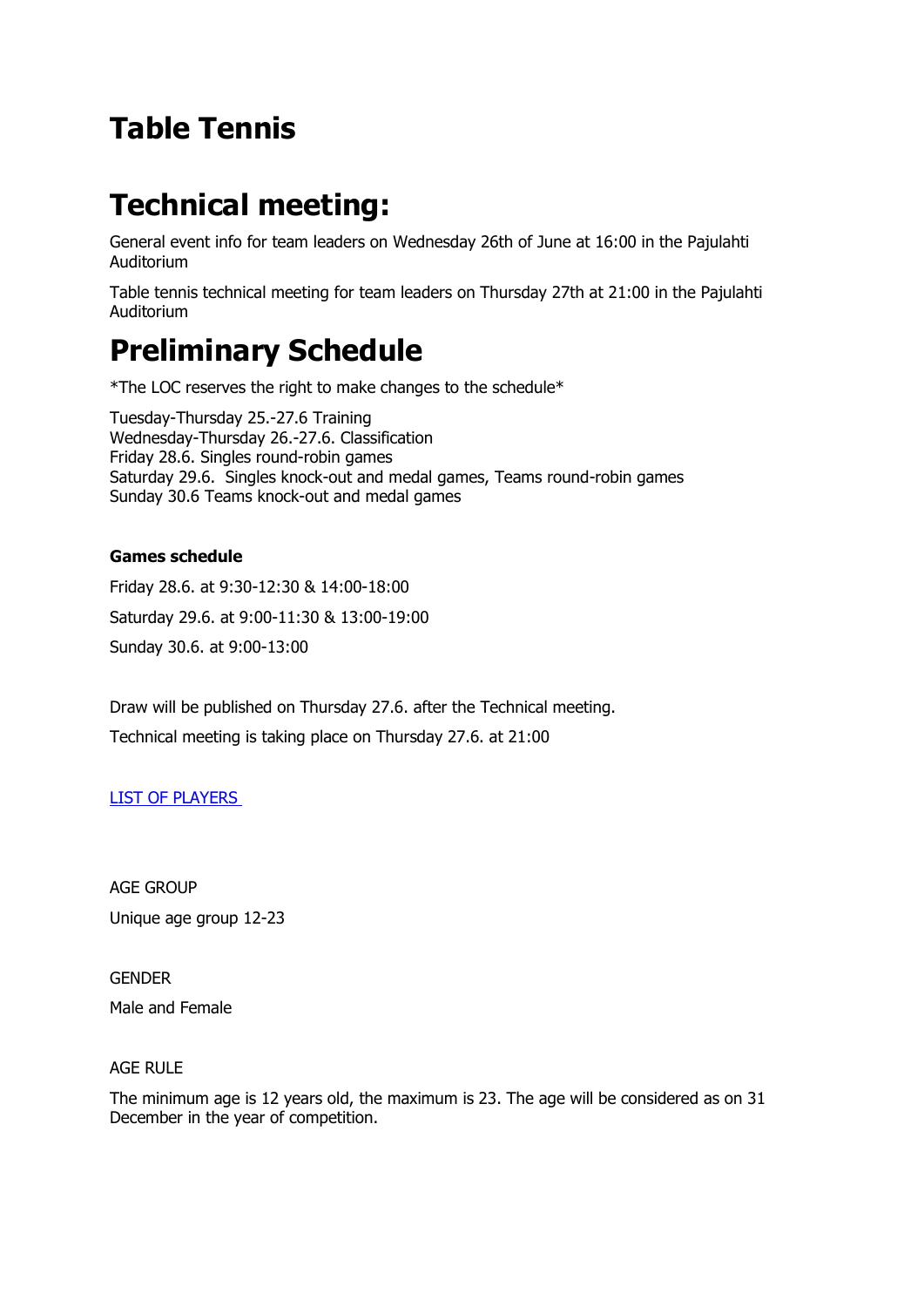# Table Tennis

# Technical meeting:

General event info for team leaders on Wednesday 26th of June at 16:00 in the Pajulahti Auditorium

Table tennis technical meeting for team leaders on Thursday 27th at 21:00 in the Pajulahti Auditorium

# Preliminary Schedule

*The LOC reserves the right to make changes to the schedule*

Tuesday-Thursday 25.-27.6 Training
Wednesday-Thursday 26.-27.6. Classification
Friday 28.6. Singles round-robin games
Saturday 29.6. Singles knock-out and medal games, Teams round-robin games
Sunday 30.6 Teams knock-out and medal games

**Games schedule**

Friday 28.6. at 9:30-12:30 & 14:00-18:00

Saturday 29.6. at 9:00-11:30 & 13:00-19:00

Sunday 30.6. at 9:00-13:00

Draw will be published on Thursday 27.6. after the Technical meeting.

Technical meeting is taking place on Thursday 27.6. at 21:00

LIST OF PLAYERS

AGE GROUP

Unique age group 12-23

GENDER

Male and Female

AGE RULE

The minimum age is 12 years old, the maximum is 23. The age will be considered as on 31 December in the year of competition.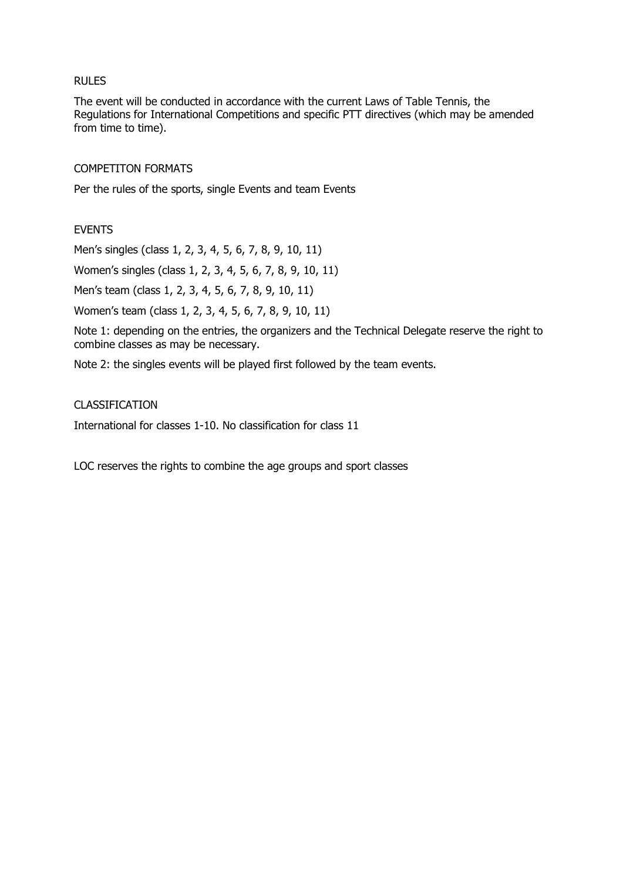## RULES

The event will be conducted in accordance with the current Laws of Table Tennis, the Regulations for International Competitions and specific PTT directives (which may be amended from time to time).

## COMPETITON FORMATS

Per the rules of the sports, single Events and team Events

## EVENTS

Men's singles (class 1, 2, 3, 4, 5, 6, 7, 8, 9, 10, 11)

Women's singles (class 1, 2, 3, 4, 5, 6, 7, 8, 9, 10, 11)

Men's team (class 1, 2, 3, 4, 5, 6, 7, 8, 9, 10, 11)

Women's team (class 1, 2, 3, 4, 5, 6, 7, 8, 9, 10, 11)

Note 1: depending on the entries, the organizers and the Technical Delegate reserve the right to combine classes as may be necessary.

Note 2: the singles events will be played first followed by the team events.

## CLASSIFICATION

International for classes 1-10. No classification for class 11

LOC reserves the rights to combine the age groups and sport classes